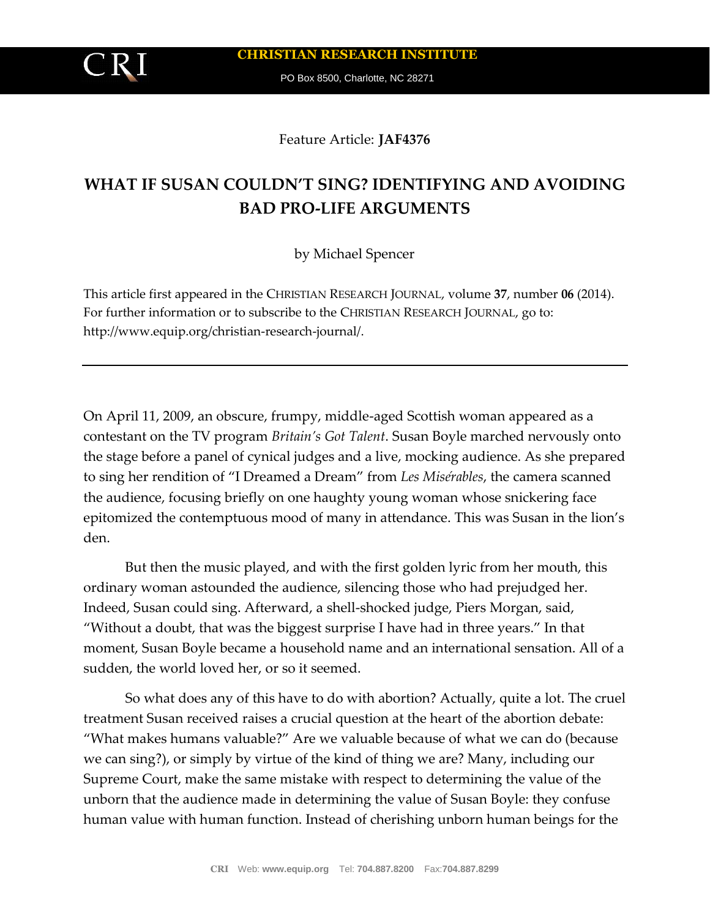Feature Article: **JAF4376**

# WHAT IF SUSAN COULDN'T SING? IDENTIFYING AND AVOIDING BAD PRO-LIFE ARGUMENTS

by Michael Spencer

This article first appeared in the CHRISTIAN RESEARCH JOURNAL, volume **37**, number **06** (2014). For further information or to subscribe to the CHRISTIAN RESEARCH JOURNAL, go to: http://www.equip.org/christian-research-journal/.

---

On April 11, 2009, an obscure, frumpy, middle-aged Scottish woman appeared as a contestant on the TV program *Britain's Got Talent*. Susan Boyle marched nervously onto the stage before a panel of cynical judges and a live, mocking audience. As she prepared to sing her rendition of "I Dreamed a Dream" from *Les Misérables*, the camera scanned the audience, focusing briefly on one haughty young woman whose snickering face epitomized the contemptuous mood of many in attendance. This was Susan in the lion's den.

But then the music played, and with the first golden lyric from her mouth, this ordinary woman astounded the audience, silencing those who had prejudged her. Indeed, Susan could sing. Afterward, a shell-shocked judge, Piers Morgan, said, "Without a doubt, that was the biggest surprise I have had in three years." In that moment, Susan Boyle became a household name and an international sensation. All of a sudden, the world loved her, or so it seemed.

So what does any of this have to do with abortion? Actually, quite a lot. The cruel treatment Susan received raises a crucial question at the heart of the abortion debate: "What makes humans valuable?" Are we valuable because of what we can do (because we can sing?), or simply by virtue of the kind of thing we are? Many, including our Supreme Court, make the same mistake with respect to determining the value of the unborn that the audience made in determining the value of Susan Boyle: they confuse human value with human function. Instead of cherishing unborn human beings for the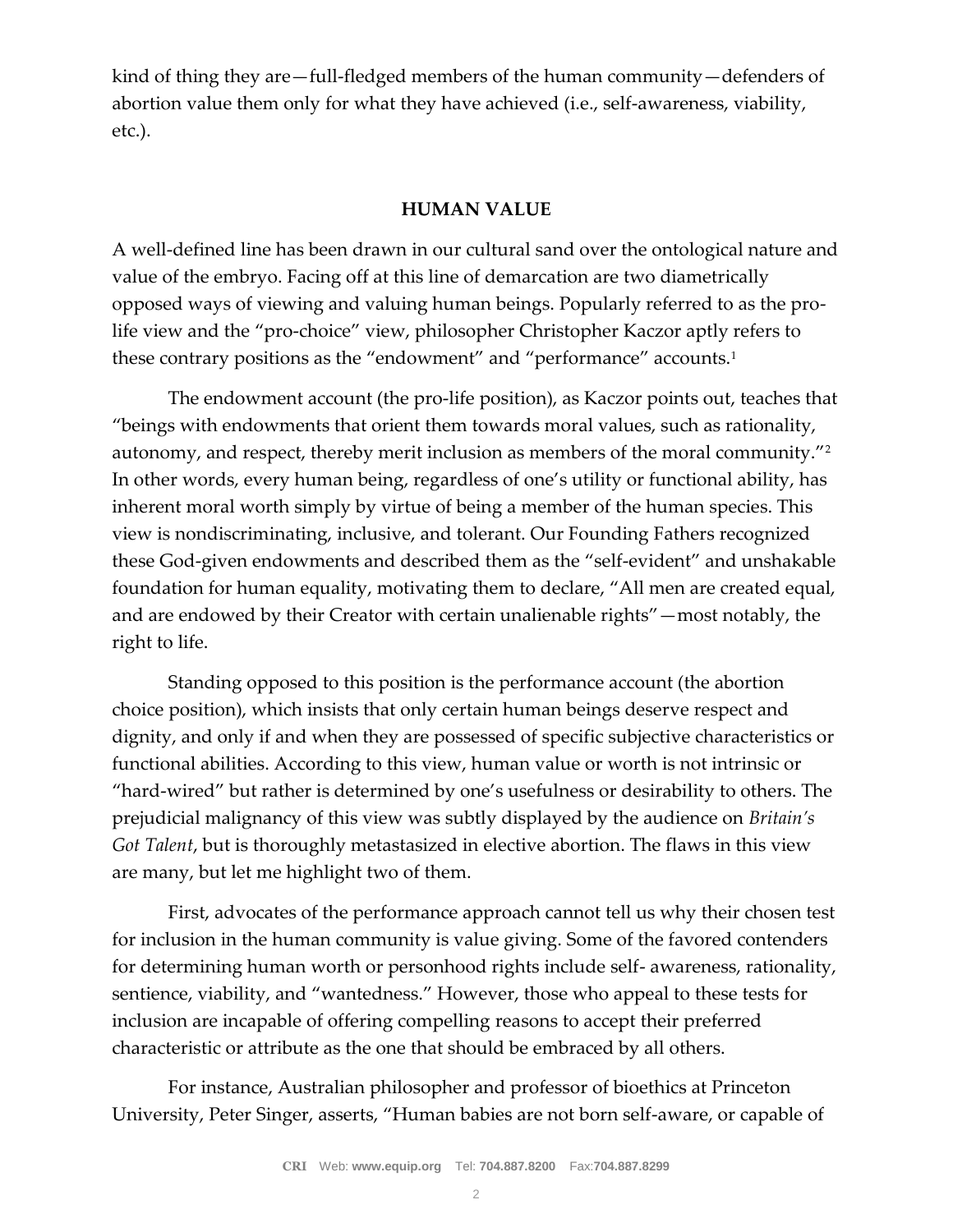kind of thing they are—full-fledged members of the human community—defenders of abortion value them only for what they have achieved (i.e., self-awareness, viability, etc.).

## HUMAN VALUE

A well-defined line has been drawn in our cultural sand over the ontological nature and value of the embryo. Facing off at this line of demarcation are two diametrically opposed ways of viewing and valuing human beings. Popularly referred to as the pro-life view and the "pro-choice" view, philosopher Christopher Kaczor aptly refers to these contrary positions as the "endowment" and "performance" accounts.[1]

The endowment account (the pro-life position), as Kaczor points out, teaches that "beings with endowments that orient them towards moral values, such as rationality, autonomy, and respect, thereby merit inclusion as members of the moral community."[2] In other words, every human being, regardless of one's utility or functional ability, has inherent moral worth simply by virtue of being a member of the human species. This view is nondiscriminating, inclusive, and tolerant. Our Founding Fathers recognized these God-given endowments and described them as the "self-evident" and unshakable foundation for human equality, motivating them to declare, "All men are created equal, and are endowed by their Creator with certain unalienable rights"—most notably, the right to life.

Standing opposed to this position is the performance account (the abortion choice position), which insists that only certain human beings deserve respect and dignity, and only if and when they are possessed of specific subjective characteristics or functional abilities. According to this view, human value or worth is not intrinsic or "hard-wired" but rather is determined by one's usefulness or desirability to others. The prejudicial malignancy of this view was subtly displayed by the audience on *Britain's Got Talent*, but is thoroughly metastasized in elective abortion. The flaws in this view are many, but let me highlight two of them.

First, advocates of the performance approach cannot tell us why their chosen test for inclusion in the human community is value giving. Some of the favored contenders for determining human worth or personhood rights include self- awareness, rationality, sentience, viability, and "wantedness." However, those who appeal to these tests for inclusion are incapable of offering compelling reasons to accept their preferred characteristic or attribute as the one that should be embraced by all others.

For instance, Australian philosopher and professor of bioethics at Princeton University, Peter Singer, asserts, "Human babies are not born self-aware, or capable of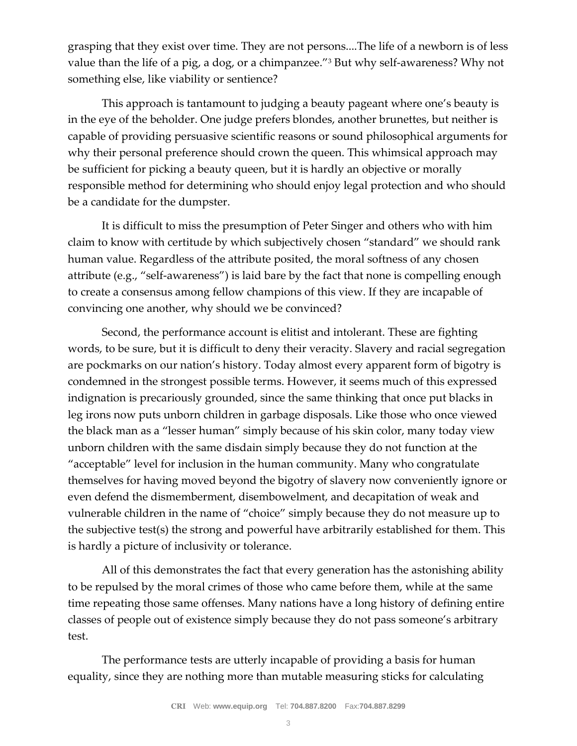grasping that they exist over time. They are not persons....The life of a newborn is of less value than the life of a pig, a dog, or a chimpanzee."[3] But why self-awareness? Why not something else, like viability or sentience?

This approach is tantamount to judging a beauty pageant where one's beauty is in the eye of the beholder. One judge prefers blondes, another brunettes, but neither is capable of providing persuasive scientific reasons or sound philosophical arguments for why their personal preference should crown the queen. This whimsical approach may be sufficient for picking a beauty queen, but it is hardly an objective or morally responsible method for determining who should enjoy legal protection and who should be a candidate for the dumpster.

It is difficult to miss the presumption of Peter Singer and others who with him claim to know with certitude by which subjectively chosen "standard" we should rank human value. Regardless of the attribute posited, the moral softness of any chosen attribute (e.g., "self-awareness") is laid bare by the fact that none is compelling enough to create a consensus among fellow champions of this view. If they are incapable of convincing one another, why should we be convinced?

Second, the performance account is elitist and intolerant. These are fighting words, to be sure, but it is difficult to deny their veracity. Slavery and racial segregation are pockmarks on our nation's history. Today almost every apparent form of bigotry is condemned in the strongest possible terms. However, it seems much of this expressed indignation is precariously grounded, since the same thinking that once put blacks in leg irons now puts unborn children in garbage disposals. Like those who once viewed the black man as a "lesser human" simply because of his skin color, many today view unborn children with the same disdain simply because they do not function at the "acceptable" level for inclusion in the human community. Many who congratulate themselves for having moved beyond the bigotry of slavery now conveniently ignore or even defend the dismemberment, disembowelment, and decapitation of weak and vulnerable children in the name of "choice" simply because they do not measure up to the subjective test(s) the strong and powerful have arbitrarily established for them. This is hardly a picture of inclusivity or tolerance.

All of this demonstrates the fact that every generation has the astonishing ability to be repulsed by the moral crimes of those who came before them, while at the same time repeating those same offenses. Many nations have a long history of defining entire classes of people out of existence simply because they do not pass someone's arbitrary test.

The performance tests are utterly incapable of providing a basis for human equality, since they are nothing more than mutable measuring sticks for calculating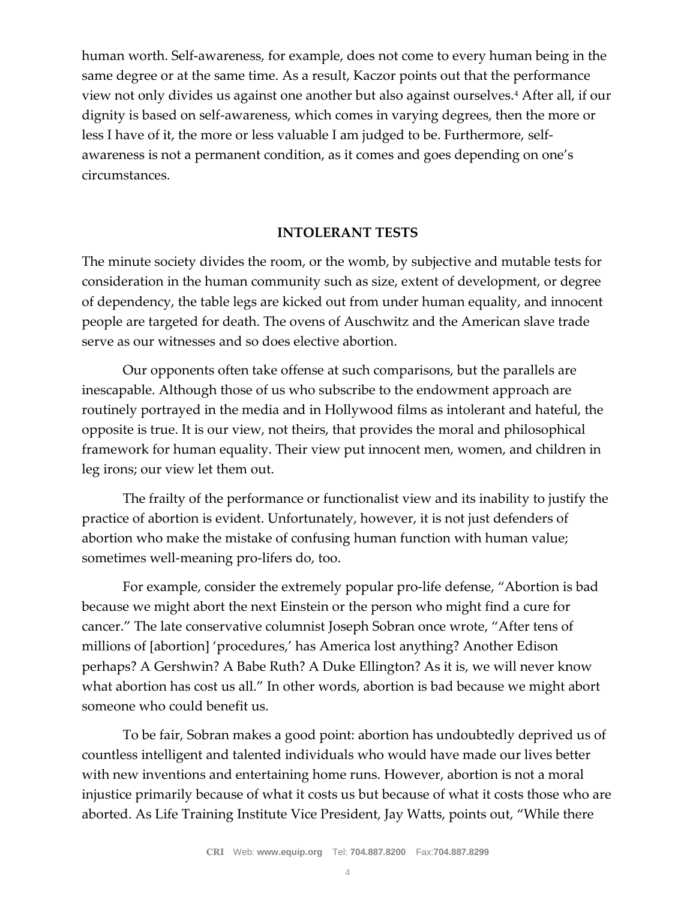human worth. Self-awareness, for example, does not come to every human being in the same degree or at the same time. As a result, Kaczor points out that the performance view not only divides us against one another but also against ourselves.[4] After all, if our dignity is based on self-awareness, which comes in varying degrees, then the more or less I have of it, the more or less valuable I am judged to be. Furthermore, self-awareness is not a permanent condition, as it comes and goes depending on one's circumstances.

## INTOLERANT TESTS

The minute society divides the room, or the womb, by subjective and mutable tests for consideration in the human community such as size, extent of development, or degree of dependency, the table legs are kicked out from under human equality, and innocent people are targeted for death. The ovens of Auschwitz and the American slave trade serve as our witnesses and so does elective abortion.

Our opponents often take offense at such comparisons, but the parallels are inescapable. Although those of us who subscribe to the endowment approach are routinely portrayed in the media and in Hollywood films as intolerant and hateful, the opposite is true. It is our view, not theirs, that provides the moral and philosophical framework for human equality. Their view put innocent men, women, and children in leg irons; our view let them out.

The frailty of the performance or functionalist view and its inability to justify the practice of abortion is evident. Unfortunately, however, it is not just defenders of abortion who make the mistake of confusing human function with human value; sometimes well-meaning pro-lifers do, too.

For example, consider the extremely popular pro-life defense, "Abortion is bad because we might abort the next Einstein or the person who might find a cure for cancer." The late conservative columnist Joseph Sobran once wrote, "After tens of millions of [abortion] 'procedures,' has America lost anything? Another Edison perhaps? A Gershwin? A Babe Ruth? A Duke Ellington? As it is, we will never know what abortion has cost us all." In other words, abortion is bad because we might abort someone who could benefit us.

To be fair, Sobran makes a good point: abortion has undoubtedly deprived us of countless intelligent and talented individuals who would have made our lives better with new inventions and entertaining home runs. However, abortion is not a moral injustice primarily because of what it costs us but because of what it costs those who are aborted. As Life Training Institute Vice President, Jay Watts, points out, "While there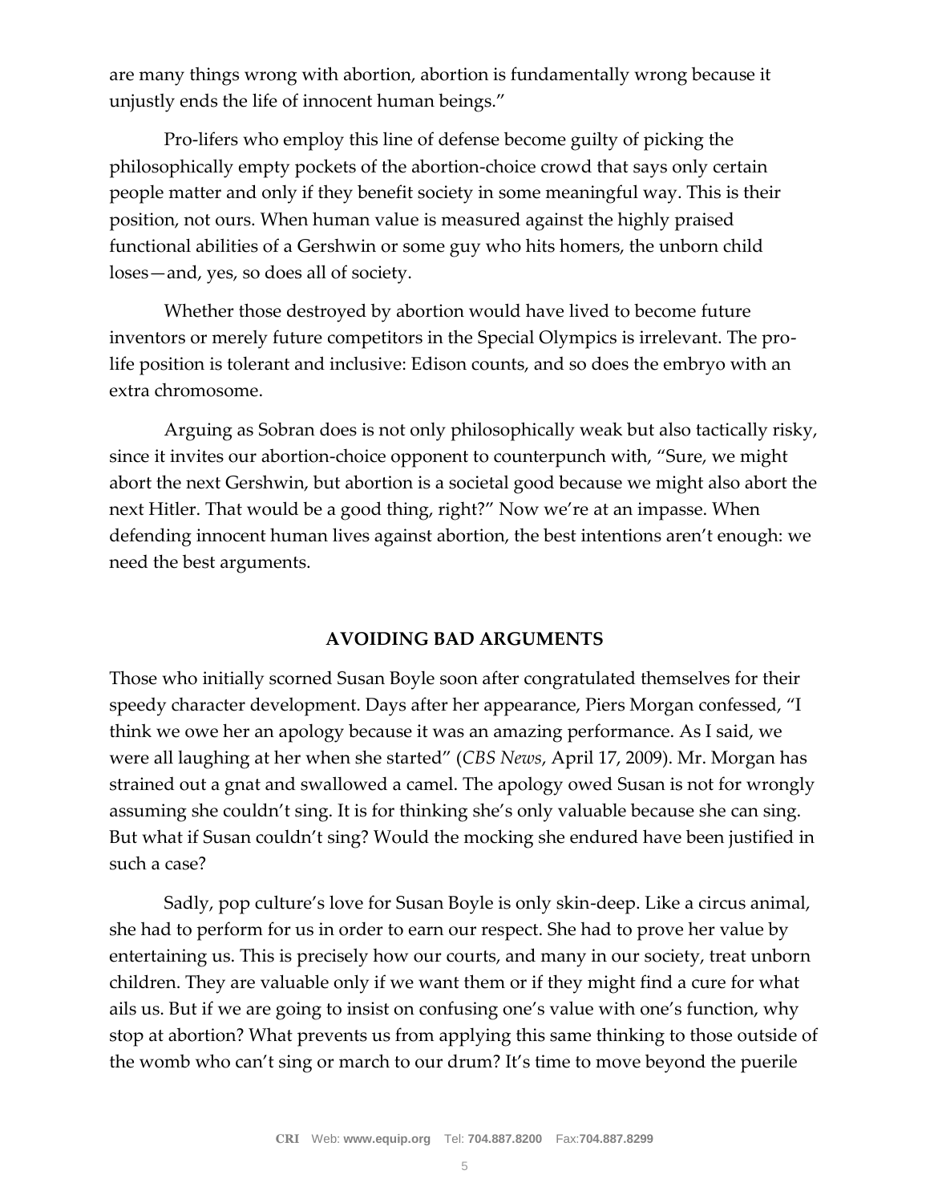are many things wrong with abortion, abortion is fundamentally wrong because it unjustly ends the life of innocent human beings."

Pro-lifers who employ this line of defense become guilty of picking the philosophically empty pockets of the abortion-choice crowd that says only certain people matter and only if they benefit society in some meaningful way. This is their position, not ours. When human value is measured against the highly praised functional abilities of a Gershwin or some guy who hits homers, the unborn child loses—and, yes, so does all of society.

Whether those destroyed by abortion would have lived to become future inventors or merely future competitors in the Special Olympics is irrelevant. The pro-life position is tolerant and inclusive: Edison counts, and so does the embryo with an extra chromosome.

Arguing as Sobran does is not only philosophically weak but also tactically risky, since it invites our abortion-choice opponent to counterpunch with, "Sure, we might abort the next Gershwin, but abortion is a societal good because we might also abort the next Hitler. That would be a good thing, right?" Now we're at an impasse. When defending innocent human lives against abortion, the best intentions aren't enough: we need the best arguments.

## AVOIDING BAD ARGUMENTS

Those who initially scorned Susan Boyle soon after congratulated themselves for their speedy character development. Days after her appearance, Piers Morgan confessed, "I think we owe her an apology because it was an amazing performance. As I said, we were all laughing at her when she started" (*CBS News*, April 17, 2009). Mr. Morgan has strained out a gnat and swallowed a camel. The apology owed Susan is not for wrongly assuming she couldn't sing. It is for thinking she's only valuable because she can sing. But what if Susan couldn't sing? Would the mocking she endured have been justified in such a case?

Sadly, pop culture's love for Susan Boyle is only skin-deep. Like a circus animal, she had to perform for us in order to earn our respect. She had to prove her value by entertaining us. This is precisely how our courts, and many in our society, treat unborn children. They are valuable only if we want them or if they might find a cure for what ails us. But if we are going to insist on confusing one's value with one's function, why stop at abortion? What prevents us from applying this same thinking to those outside of the womb who can't sing or march to our drum? It's time to move beyond the puerile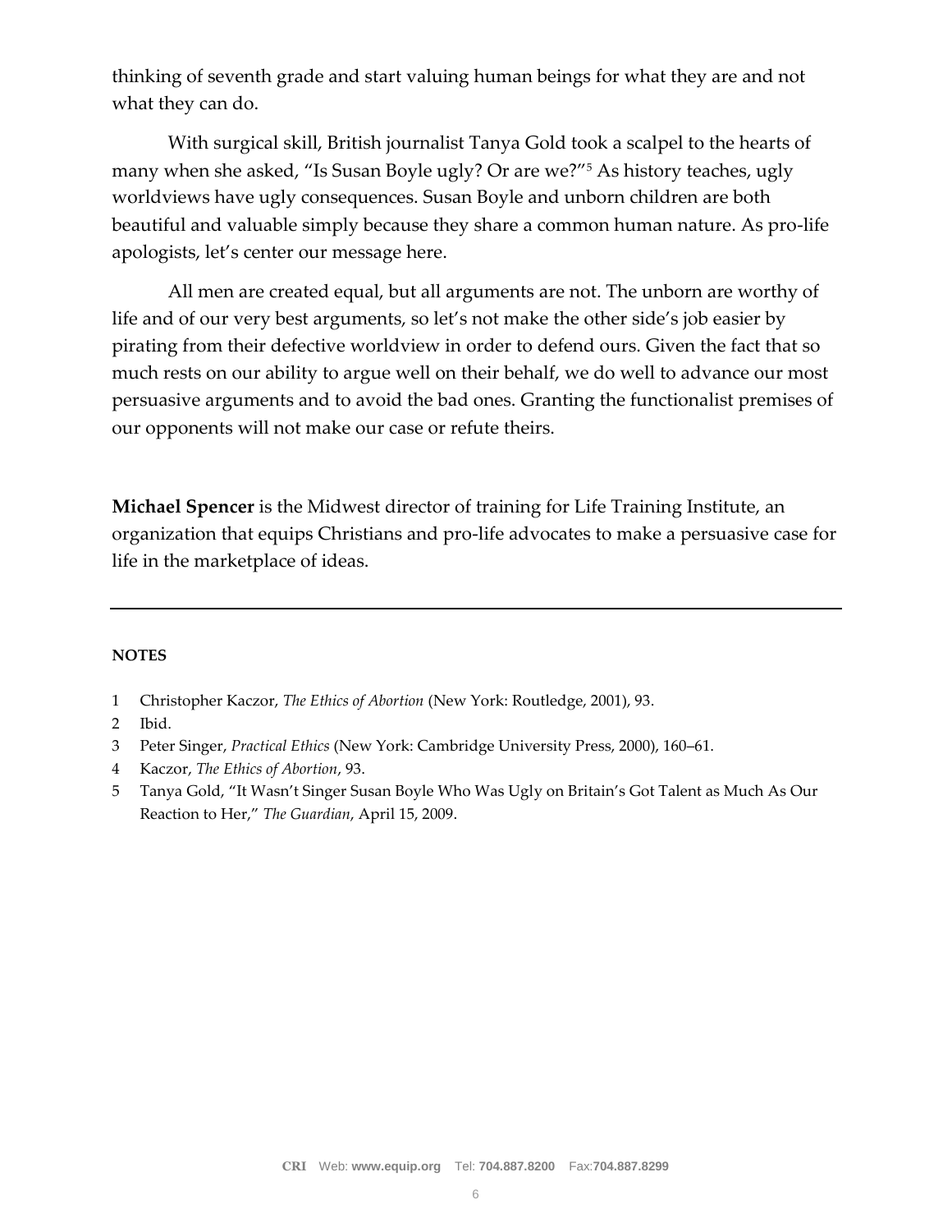thinking of seventh grade and start valuing human beings for what they are and not what they can do.

With surgical skill, British journalist Tanya Gold took a scalpel to the hearts of many when she asked, "Is Susan Boyle ugly? Or are we?"[5] As history teaches, ugly worldviews have ugly consequences. Susan Boyle and unborn children are both beautiful and valuable simply because they share a common human nature. As pro-life apologists, let's center our message here.

All men are created equal, but all arguments are not. The unborn are worthy of life and of our very best arguments, so let's not make the other side's job easier by pirating from their defective worldview in order to defend ours. Given the fact that so much rests on our ability to argue well on their behalf, we do well to advance our most persuasive arguments and to avoid the bad ones. Granting the functionalist premises of our opponents will not make our case or refute theirs.

**Michael Spencer** is the Midwest director of training for Life Training Institute, an organization that equips Christians and pro-life advocates to make a persuasive case for life in the marketplace of ideas.

---

**NOTES**

1 Christopher Kaczor, *The Ethics of Abortion* (New York: Routledge, 2001), 93.

2 Ibid.

3 Peter Singer, *Practical Ethics* (New York: Cambridge University Press, 2000), 160–61.

4 Kaczor, *The Ethics of Abortion*, 93.

5 Tanya Gold, "It Wasn't Singer Susan Boyle Who Was Ugly on Britain's Got Talent as Much As Our Reaction to Her," *The Guardian*, April 15, 2009.